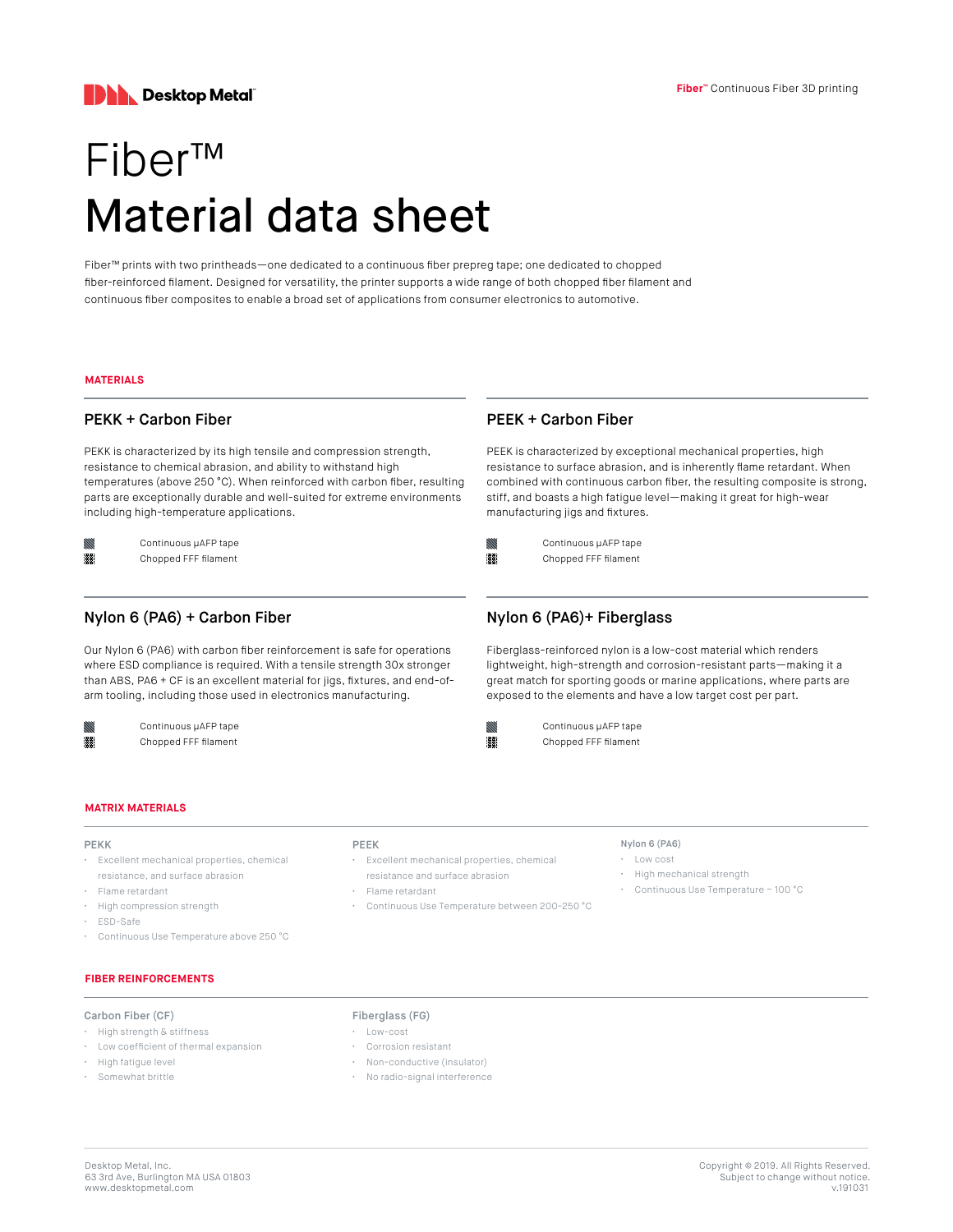# Fiber™
# Material data sheet

Fiber™ prints with two printheads—one dedicated to a continuous fiber prepreg tape; one dedicated to chopped fiber-reinforced filament. Designed for versatility, the printer supports a wide range of both chopped fiber filament and continuous fiber composites to enable a broad set of applications from consumer electronics to automotive.

## MATERIALS

### PEKK + Carbon Fiber

PEKK is characterized by its high tensile and compression strength, resistance to chemical abrasion, and ability to withstand high temperatures (above 250 °C). When reinforced with carbon fiber, resulting parts are exceptionally durable and well-suited for extreme environments including high-temperature applications.

- Continuous μAFP tape
- Chopped FFF filament

### PEEK + Carbon Fiber

PEEK is characterized by exceptional mechanical properties, high resistance to surface abrasion, and is inherently flame retardant. When combined with continuous carbon fiber, the resulting composite is strong, stiff, and boasts a high fatigue level—making it great for high-wear manufacturing jigs and fixtures.

- Continuous μAFP tape
- Chopped FFF filament

### Nylon 6 (PA6) + Carbon Fiber

Our Nylon 6 (PA6) with carbon fiber reinforcement is safe for operations where ESD compliance is required. With a tensile strength 30x stronger than ABS, PA6 + CF is an excellent material for jigs, fixtures, and end-of-arm tooling, including those used in electronics manufacturing.

- Continuous μAFP tape
- Chopped FFF filament

### Nylon 6 (PA6)+ Fiberglass

Fiberglass-reinforced nylon is a low-cost material which renders lightweight, high-strength and corrosion-resistant parts—making it a great match for sporting goods or marine applications, where parts are exposed to the elements and have a low target cost per part.

- Continuous μAFP tape
- Chopped FFF filament

## MATRIX MATERIALS

**PEKK**

- Excellent mechanical properties, chemical resistance, and surface abrasion
- Flame retardant
- High compression strength
- ESD-Safe
- Continuous Use Temperature above 250 °C

**PEEK**

- Excellent mechanical properties, chemical resistance and surface abrasion
- Flame retardant
- Continuous Use Temperature between 200-250 °C

**Nylon 6 (PA6)**

- Low cost
- High mechanical strength
- Continuous Use Temperature ~ 100 °C

## FIBER REINFORCEMENTS

**Carbon Fiber (CF)**

- High strength & stiffness
- Low coefficient of thermal expansion
- High fatigue level
- Somewhat brittle

**Fiberglass (FG)**

- Low-cost
- Corrosion resistant
- Non-conductive (insulator)
- No radio-signal interference

Desktop Metal, Inc.
63 3rd Ave, Burlington MA USA 01803
www.desktopmetal.com

Copyright © 2019. All Rights Reserved.
Subject to change without notice.
v.191031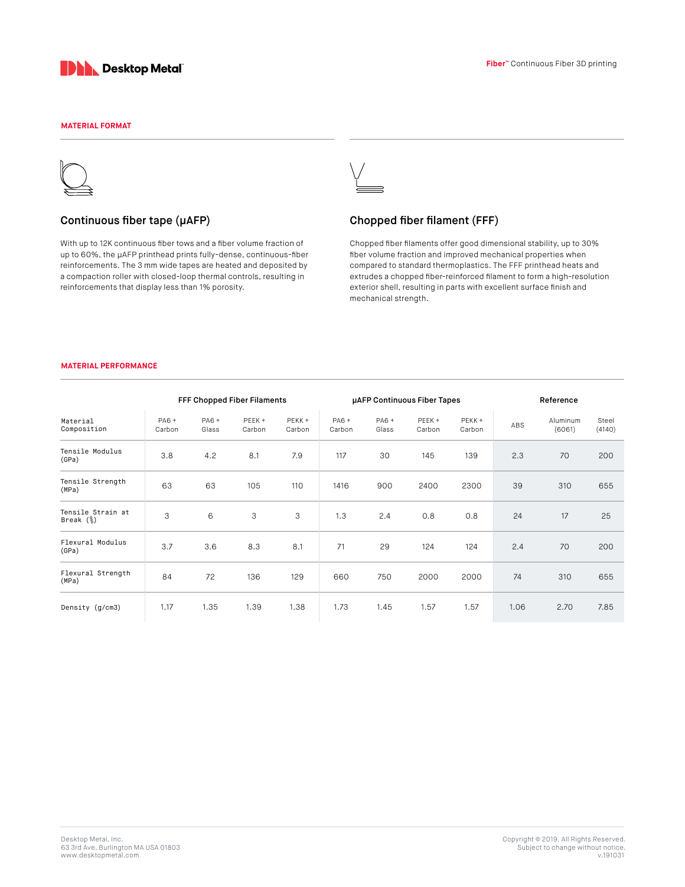## MATERIAL FORMAT

### Continuous fiber tape (µAFP)

With up to 12K continuous fiber tows and a fiber volume fraction of up to 60%, the µAFP printhead prints fully-dense, continuous-fiber reinforcements. The 3 mm wide tapes are heated and deposited by a compaction roller with closed-loop thermal controls, resulting in reinforcements that display less than 1% porosity.

### Chopped fiber filament (FFF)

Chopped fiber filaments offer good dimensional stability, up to 30% fiber volume fraction and improved mechanical properties when compared to standard thermoplastics. The FFF printhead heats and extrudes a chopped fiber-reinforced filament to form a high-resolution exterior shell, resulting in parts with excellent surface finish and mechanical strength.

## MATERIAL PERFORMANCE

| | FFF Chopped Fiber Filaments | | | | µAFP Continuous Fiber Tapes | | | | Reference | | |
|---|---|---|---|---|---|---|---|---|---|---|---|
| Material Composition | PA6 + Carbon | PA6 + Glass | PEEK + Carbon | PEKK + Carbon | PA6 + Carbon | PA6 + Glass | PEEK + Carbon | PEKK + Carbon | ABS | Aluminum (6061) | Steel (4140) |
| Tensile Modulus (GPa) | 3.8 | 4.2 | 8.1 | 7.9 | 117 | 30 | 145 | 139 | 2.3 | 70 | 200 |
| Tensile Strength (MPa) | 63 | 63 | 105 | 110 | 1416 | 900 | 2400 | 2300 | 39 | 310 | 655 |
| Tensile Strain at Break (%) | 3 | 6 | 3 | 3 | 1.3 | 2.4 | 0.8 | 0.8 | 24 | 17 | 25 |
| Flexural Modulus (GPa) | 3.7 | 3.6 | 8.3 | 8.1 | 71 | 29 | 124 | 124 | 2.4 | 70 | 200 |
| Flexural Strength (MPa) | 84 | 72 | 136 | 129 | 660 | 750 | 2000 | 2000 | 74 | 310 | 655 |
| Density (g/cm3) | 1.17 | 1.35 | 1.39 | 1.38 | 1.73 | 1.45 | 1.57 | 1.57 | 1.06 | 2.70 | 7.85 |

Desktop Metal, Inc.
63 3rd Ave, Burlington MA USA 01803
www.desktopmetal.com

Copyright © 2019. All Rights Reserved.
Subject to change without notice.
v.191031